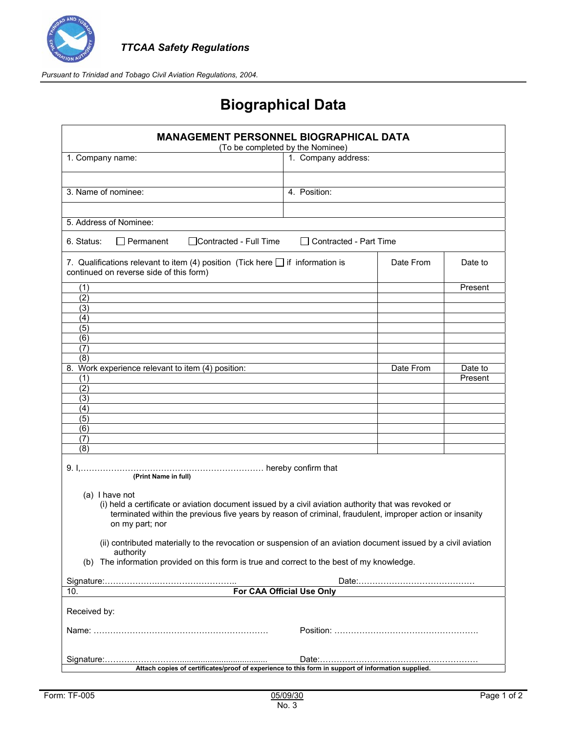*TTCAA Safety Regulations*

*Pursuant to Trinidad and Tobago Civil Aviation Regulations, 2004.*

# Biographical Data

## MANAGEMENT PERSONNEL BIOGRAPHICAL DATA

(To be completed by the Nominee)

| 1. Company name: | 1. Company address: |
|---|---|
| | |
| 3. Name of nominee: | 4. Position: |
| | |
| 5. Address of Nominee: | |

6. Status: ☐ Permanent ☐ Contracted - Full Time ☐ Contracted - Part Time

| 7. Qualifications relevant to item (4) position (Tick here ☐ if information is continued on reverse side of this form) | Date From | Date to |
|---|---|---|
| (1) | | Present |
| (2) | | |
| (3) | | |
| (4) | | |
| (5) | | |
| (6) | | |
| (7) | | |
| (8) | | |

| 8. Work experience relevant to item (4) position: | Date From | Date to |
|---|---|---|
| (1) | | Present |
| (2) | | |
| (3) | | |
| (4) | | |
| (5) | | |
| (6) | | |
| (7) | | |
| (8) | | |

9. I,………………………………………………………… hereby confirm that
**(Print Name in full)**

(a) I have not
  (i) held a certificate or aviation document issued by a civil aviation authority that was revoked or terminated within the previous five years by reason of criminal, fraudulent, improper action or insanity on my part; nor

  (ii) contributed materially to the revocation or suspension of an aviation document issued by a civil aviation authority

(b) The information provided on this form is true and correct to the best of my knowledge.

Signature:………………………………………….. Date:……………………………………

10. **For CAA Official Use Only**

Received by:

Name: ……………………………………………………… Position: …………………………………………….

Signature:……………………….................................... Date:…………………………………………………

**Attach copies of certificates/proof of experience to this form in support of information supplied.**

Form: TF-005 05/09/30 No. 3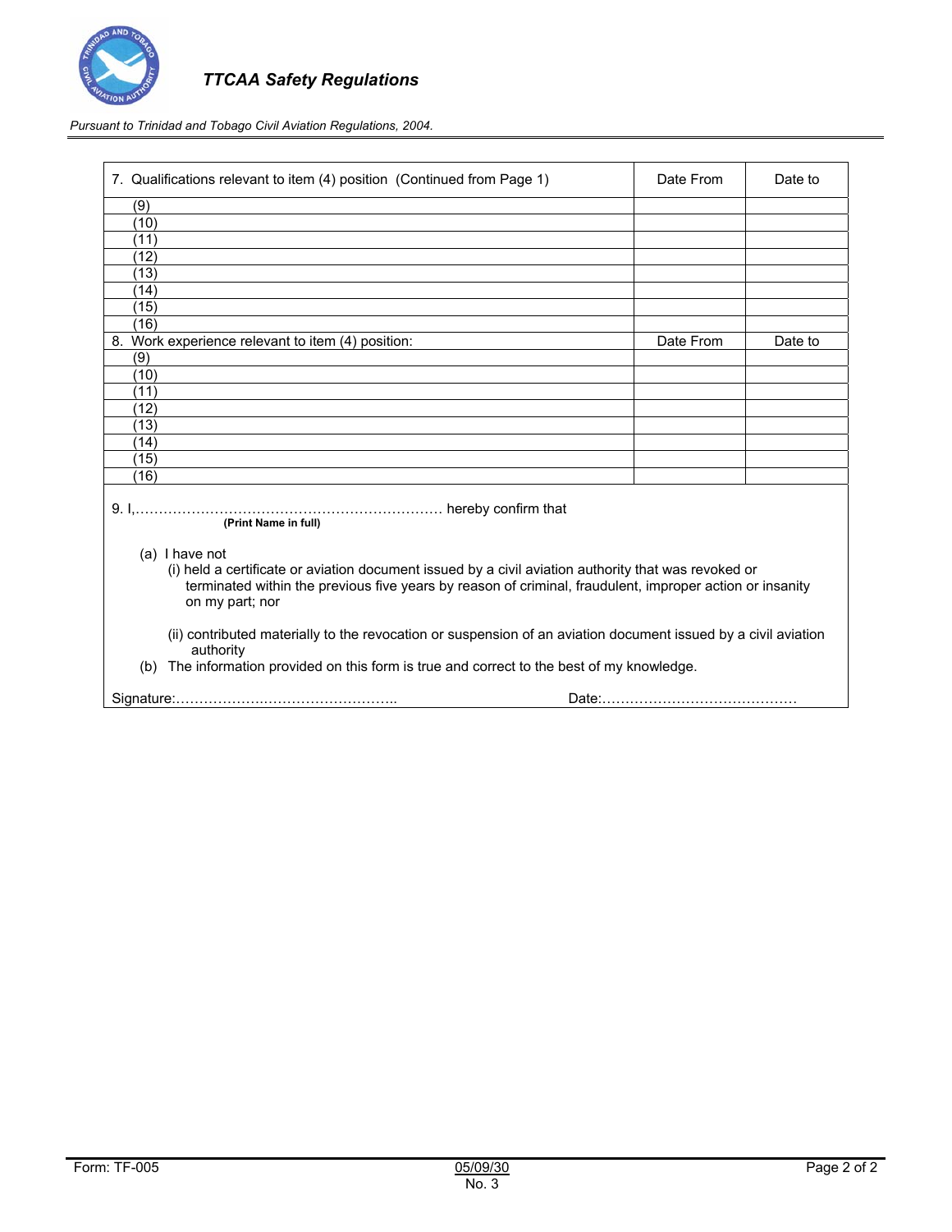| 7. Qualifications relevant to item (4) position (Continued from Page 1) | Date From | Date to |
|---|---|---|
| (9) | | |
| (10) | | |
| (11) | | |
| (12) | | |
| (13) | | |
| (14) | | |
| (15) | | |
| (16) | | |
| 8. Work experience relevant to item (4) position: | Date From | Date to |
| (9) | | |
| (10) | | |
| (11) | | |
| (12) | | |
| (13) | | |
| (14) | | |
| (15) | | |
| (16) | | |

9. I,………………………………………………………… hereby confirm that
**(Print Name in full)**

(a) I have not
  (i) held a certificate or aviation document issued by a civil aviation authority that was revoked or terminated within the previous five years by reason of criminal, fraudulent, improper action or insanity on my part; nor

  (ii) contributed materially to the revocation or suspension of an aviation document issued by a civil aviation authority

(b) The information provided on this form is true and correct to the best of my knowledge.

Signature:……………….…………………………..    Date:……………………………………

Form: TF-005    05/09/30 No. 3